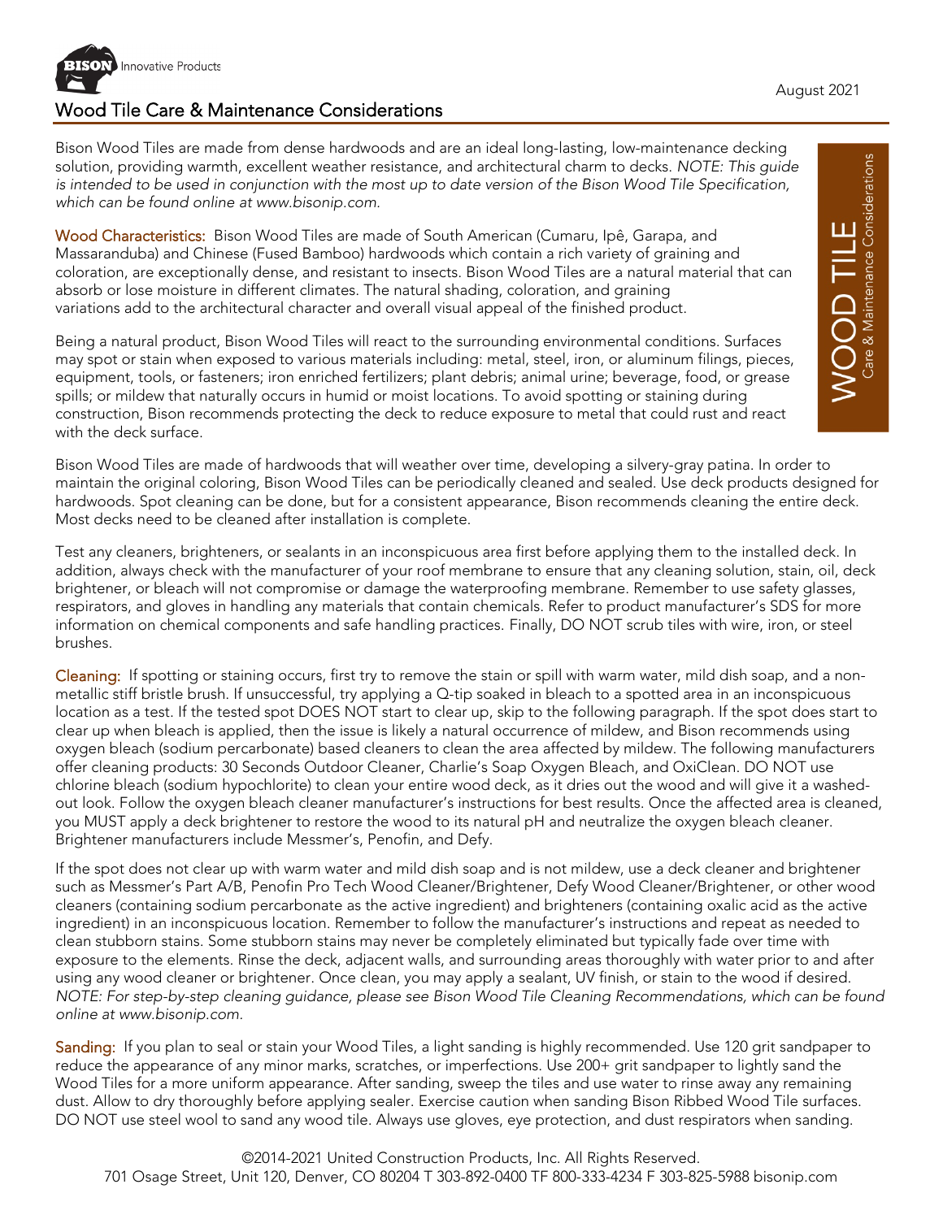# Wood Tile Care & Maintenance Considerations

August 2021

Bison Wood Tiles are made from dense hardwoods and are an ideal long-lasting, low-maintenance decking solution, providing warmth, excellent weather resistance, and architectural charm to decks. *NOTE: This guide is intended to be used in conjunction with the most up to date version of the Bison Wood Tile Specification, which can be found online at www.bisonip.com.*

**Wood Characteristics:** Bison Wood Tiles are made of South American (Cumaru, Ipê, Garapa, and Massaranduba) and Chinese (Fused Bamboo) hardwoods which contain a rich variety of graining and coloration, are exceptionally dense, and resistant to insects. Bison Wood Tiles are a natural material that can absorb or lose moisture in different climates. The natural shading, coloration, and graining variations add to the architectural character and overall visual appeal of the finished product.

Being a natural product, Bison Wood Tiles will react to the surrounding environmental conditions. Surfaces may spot or stain when exposed to various materials including: metal, steel, iron, or aluminum filings, pieces, equipment, tools, or fasteners; iron enriched fertilizers; plant debris; animal urine; beverage, food, or grease spills; or mildew that naturally occurs in humid or moist locations. To avoid spotting or staining during construction, Bison recommends protecting the deck to reduce exposure to metal that could rust and react with the deck surface.

Bison Wood Tiles are made of hardwoods that will weather over time, developing a silvery-gray patina. In order to maintain the original coloring, Bison Wood Tiles can be periodically cleaned and sealed. Use deck products designed for hardwoods. Spot cleaning can be done, but for a consistent appearance, Bison recommends cleaning the entire deck. Most decks need to be cleaned after installation is complete.

Test any cleaners, brighteners, or sealants in an inconspicuous area first before applying them to the installed deck. In addition, always check with the manufacturer of your roof membrane to ensure that any cleaning solution, stain, oil, deck brightener, or bleach will not compromise or damage the waterproofing membrane. Remember to use safety glasses, respirators, and gloves in handling any materials that contain chemicals. Refer to product manufacturer's SDS for more information on chemical components and safe handling practices. Finally, DO NOT scrub tiles with wire, iron, or steel brushes.

**Cleaning:** If spotting or staining occurs, first try to remove the stain or spill with warm water, mild dish soap, and a non-metallic stiff bristle brush. If unsuccessful, try applying a Q-tip soaked in bleach to a spotted area in an inconspicuous location as a test. If the tested spot DOES NOT start to clear up, skip to the following paragraph. If the spot does start to clear up when bleach is applied, then the issue is likely a natural occurrence of mildew, and Bison recommends using oxygen bleach (sodium percarbonate) based cleaners to clean the area affected by mildew. The following manufacturers offer cleaning products: 30 Seconds Outdoor Cleaner, Charlie's Soap Oxygen Bleach, and OxiClean. DO NOT use chlorine bleach (sodium hypochlorite) to clean your entire wood deck, as it dries out the wood and will give it a washed-out look. Follow the oxygen bleach cleaner manufacturer's instructions for best results. Once the affected area is cleaned, you MUST apply a deck brightener to restore the wood to its natural pH and neutralize the oxygen bleach cleaner. Brightener manufacturers include Messmer's, Penofin, and Defy.

If the spot does not clear up with warm water and mild dish soap and is not mildew, use a deck cleaner and brightener such as Messmer's Part A/B, Penofin Pro Tech Wood Cleaner/Brightener, Defy Wood Cleaner/Brightener, or other wood cleaners (containing sodium percarbonate as the active ingredient) and brighteners (containing oxalic acid as the active ingredient) in an inconspicuous location. Remember to follow the manufacturer's instructions and repeat as needed to clean stubborn stains. Some stubborn stains may never be completely eliminated but typically fade over time with exposure to the elements. Rinse the deck, adjacent walls, and surrounding areas thoroughly with water prior to and after using any wood cleaner or brightener. Once clean, you may apply a sealant, UV finish, or stain to the wood if desired. *NOTE: For step-by-step cleaning guidance, please see Bison Wood Tile Cleaning Recommendations, which can be found online at www.bisonip.com.*

**Sanding:** If you plan to seal or stain your Wood Tiles, a light sanding is highly recommended. Use 120 grit sandpaper to reduce the appearance of any minor marks, scratches, or imperfections. Use 200+ grit sandpaper to lightly sand the Wood Tiles for a more uniform appearance. After sanding, sweep the tiles and use water to rinse away any remaining dust. Allow to dry thoroughly before applying sealer. Exercise caution when sanding Bison Ribbed Wood Tile surfaces. DO NOT use steel wool to sand any wood tile. Always use gloves, eye protection, and dust respirators when sanding.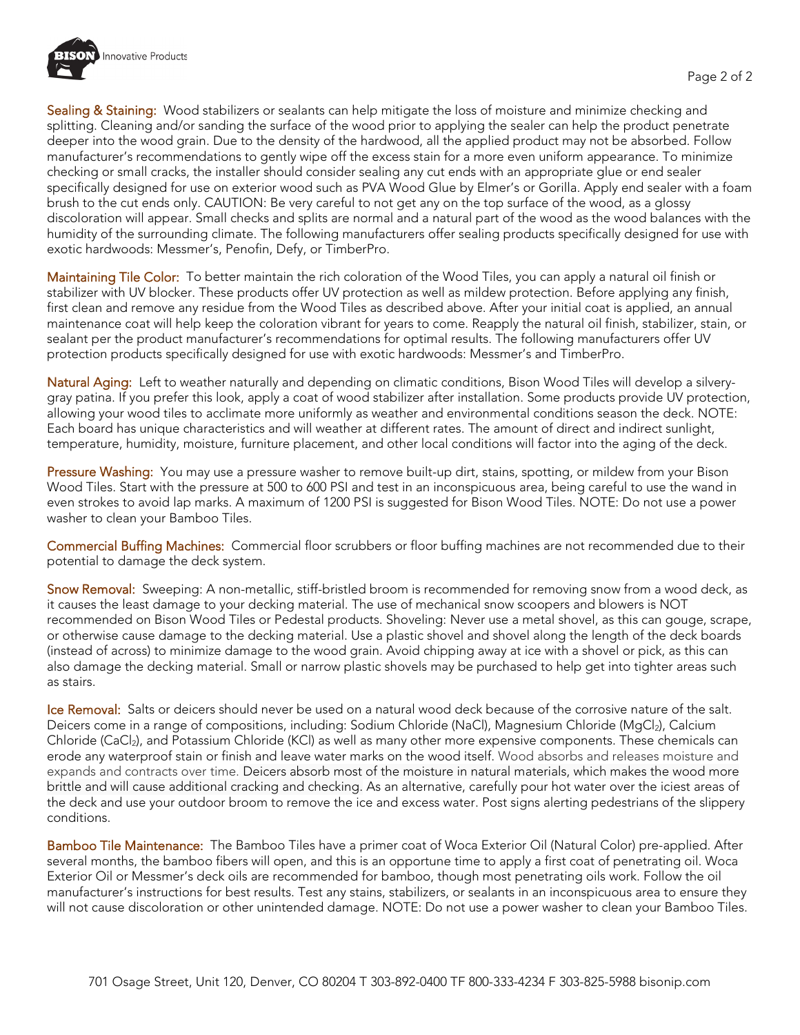**Sealing & Staining:** Wood stabilizers or sealants can help mitigate the loss of moisture and minimize checking and splitting. Cleaning and/or sanding the surface of the wood prior to applying the sealer can help the product penetrate deeper into the wood grain. Due to the density of the hardwood, all the applied product may not be absorbed. Follow manufacturer's recommendations to gently wipe off the excess stain for a more even uniform appearance. To minimize checking or small cracks, the installer should consider sealing any cut ends with an appropriate glue or end sealer specifically designed for use on exterior wood such as PVA Wood Glue by Elmer's or Gorilla. Apply end sealer with a foam brush to the cut ends only. CAUTION: Be very careful to not get any on the top surface of the wood, as a glossy discoloration will appear. Small checks and splits are normal and a natural part of the wood as the wood balances with the humidity of the surrounding climate. The following manufacturers offer sealing products specifically designed for use with exotic hardwoods: Messmer's, Penofin, Defy, or TimberPro.

**Maintaining Tile Color:** To better maintain the rich coloration of the Wood Tiles, you can apply a natural oil finish or stabilizer with UV blocker. These products offer UV protection as well as mildew protection. Before applying any finish, first clean and remove any residue from the Wood Tiles as described above. After your initial coat is applied, an annual maintenance coat will help keep the coloration vibrant for years to come. Reapply the natural oil finish, stabilizer, stain, or sealant per the product manufacturer's recommendations for optimal results. The following manufacturers offer UV protection products specifically designed for use with exotic hardwoods: Messmer's and TimberPro.

**Natural Aging:** Left to weather naturally and depending on climatic conditions, Bison Wood Tiles will develop a silvery-gray patina. If you prefer this look, apply a coat of wood stabilizer after installation. Some products provide UV protection, allowing your wood tiles to acclimate more uniformly as weather and environmental conditions season the deck. NOTE: Each board has unique characteristics and will weather at different rates. The amount of direct and indirect sunlight, temperature, humidity, moisture, furniture placement, and other local conditions will factor into the aging of the deck.

**Pressure Washing:** You may use a pressure washer to remove built-up dirt, stains, spotting, or mildew from your Bison Wood Tiles. Start with the pressure at 500 to 600 PSI and test in an inconspicuous area, being careful to use the wand in even strokes to avoid lap marks. A maximum of 1200 PSI is suggested for Bison Wood Tiles. NOTE: Do not use a power washer to clean your Bamboo Tiles.

**Commercial Buffing Machines:** Commercial floor scrubbers or floor buffing machines are not recommended due to their potential to damage the deck system.

**Snow Removal:** Sweeping: A non-metallic, stiff-bristled broom is recommended for removing snow from a wood deck, as it causes the least damage to your decking material. The use of mechanical snow scoopers and blowers is NOT recommended on Bison Wood Tiles or Pedestal products. Shoveling: Never use a metal shovel, as this can gouge, scrape, or otherwise cause damage to the decking material. Use a plastic shovel and shovel along the length of the deck boards (instead of across) to minimize damage to the wood grain. Avoid chipping away at ice with a shovel or pick, as this can also damage the decking material. Small or narrow plastic shovels may be purchased to help get into tighter areas such as stairs.

**Ice Removal:** Salts or deicers should never be used on a natural wood deck because of the corrosive nature of the salt. Deicers come in a range of compositions, including: Sodium Chloride (NaCl), Magnesium Chloride ($MgCl_2$), Calcium Chloride ($CaCl_2$), and Potassium Chloride (KCl) as well as many other more expensive components. These chemicals can erode any waterproof stain or finish and leave water marks on the wood itself. Wood absorbs and releases moisture and expands and contracts over time. Deicers absorb most of the moisture in natural materials, which makes the wood more brittle and will cause additional cracking and checking. As an alternative, carefully pour hot water over the iciest areas of the deck and use your outdoor broom to remove the ice and excess water. Post signs alerting pedestrians of the slippery conditions.

**Bamboo Tile Maintenance:** The Bamboo Tiles have a primer coat of Woca Exterior Oil (Natural Color) pre-applied. After several months, the bamboo fibers will open, and this is an opportune time to apply a first coat of penetrating oil. Woca Exterior Oil or Messmer's deck oils are recommended for bamboo, though most penetrating oils work. Follow the oil manufacturer's instructions for best results. Test any stains, stabilizers, or sealants in an inconspicuous area to ensure they will not cause discoloration or other unintended damage. NOTE: Do not use a power washer to clean your Bamboo Tiles.